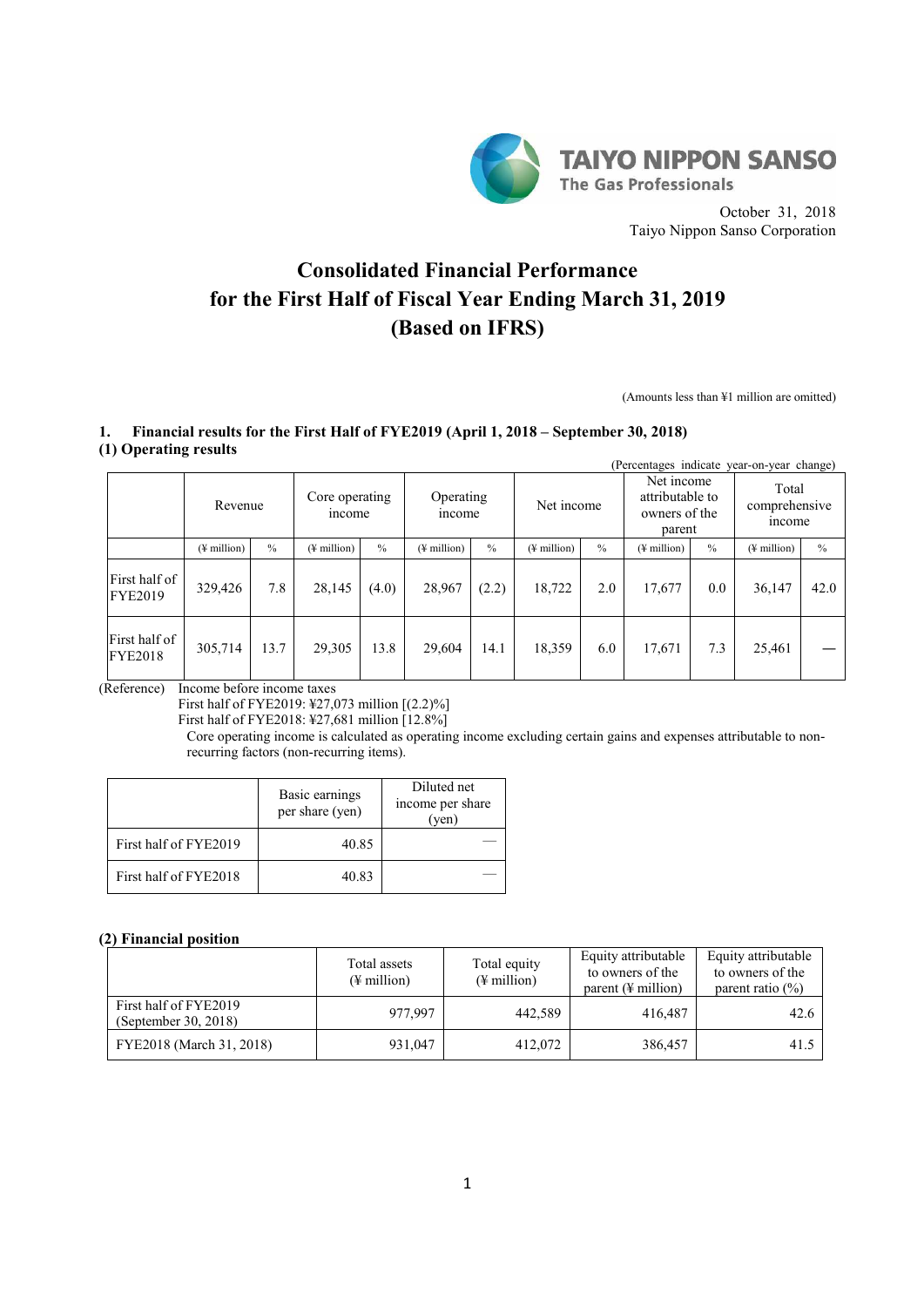TAIYO NIPPON SANSO
The Gas Professionals

October 31, 2018
Taiyo Nippon Sanso Corporation

# Consolidated Financial Performance for the First Half of Fiscal Year Ending March 31, 2019 (Based on IFRS)

(Amounts less than ¥1 million are omitted)

## 1. Financial results for the First Half of FYE2019 (April 1, 2018 – September 30, 2018)

### (1) Operating results

(Percentages indicate year-on-year change)

| | Revenue | | Core operating income | | Operating income | | Net income | | Net income attributable to owners of the parent | | Total comprehensive income | |
|---|---|---|---|---|---|---|---|---|---|---|---|---|
| | (¥ million) | % | (¥ million) | % | (¥ million) | % | (¥ million) | % | (¥ million) | % | (¥ million) | % |
| First half of FYE2019 | 329,426 | 7.8 | 28,145 | (4.0) | 28,967 | (2.2) | 18,722 | 2.0 | 17,677 | 0.0 | 36,147 | 42.0 |
| First half of FYE2018 | 305,714 | 13.7 | 29,305 | 13.8 | 29,604 | 14.1 | 18,359 | 6.0 | 17,671 | 7.3 | 25,461 | — |

(Reference) Income before income taxes
First half of FYE2019: ¥27,073 million [(2.2)%]
First half of FYE2018: ¥27,681 million [12.8%]
Core operating income is calculated as operating income excluding certain gains and expenses attributable to non-recurring factors (non-recurring items).

| | Basic earnings per share (yen) | Diluted net income per share (yen) |
|---|---|---|
| First half of FYE2019 | 40.85 | — |
| First half of FYE2018 | 40.83 | — |

### (2) Financial position

| | Total assets (¥ million) | Total equity (¥ million) | Equity attributable to owners of the parent (¥ million) | Equity attributable to owners of the parent ratio (%) |
|---|---|---|---|---|
| First half of FYE2019 (September 30, 2018) | 977,997 | 442,589 | 416,487 | 42.6 |
| FYE2018 (March 31, 2018) | 931,047 | 412,072 | 386,457 | 41.5 |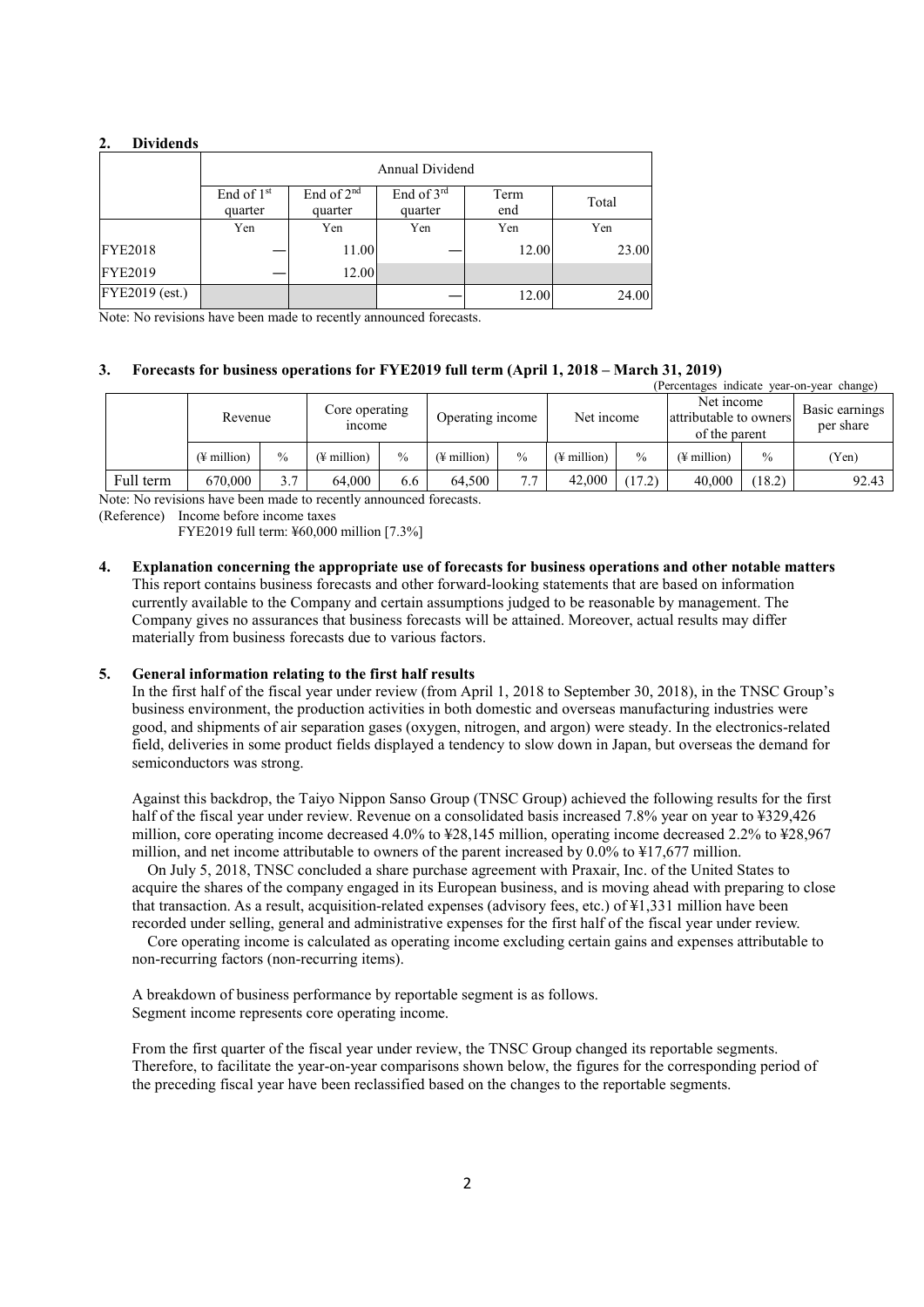## 2. Dividends

| | Annual Dividend | | | | |
|---|---|---|---|---|---|
| | End of 1st quarter | End of 2nd quarter | End of 3rd quarter | Term end | Total |
| | Yen | Yen | Yen | Yen | Yen |
| FYE2018 | — | 11.00 | — | 12.00 | 23.00 |
| FYE2019 | — | 12.00 | | | |
| FYE2019 (est.) | | | — | 12.00 | 24.00 |

Note: No revisions have been made to recently announced forecasts.

## 3. Forecasts for business operations for FYE2019 full term (April 1, 2018 – March 31, 2019)

(Percentages indicate year-on-year change)

| | Revenue | | Core operating income | | Operating income | | Net income | | Net income attributable to owners of the parent | | Basic earnings per share |
|---|---|---|---|---|---|---|---|---|---|---|---|
| | (¥ million) | % | (¥ million) | % | (¥ million) | % | (¥ million) | % | (¥ million) | % | (Yen) |
| Full term | 670,000 | 3.7 | 64,000 | 6.6 | 64,500 | 7.7 | 42,000 | (17.2) | 40,000 | (18.2) | 92.43 |

Note: No revisions have been made to recently announced forecasts.

(Reference) Income before income taxes

FYE2019 full term: ¥60,000 million [7.3%]

## 4. Explanation concerning the appropriate use of forecasts for business operations and other notable matters

This report contains business forecasts and other forward-looking statements that are based on information currently available to the Company and certain assumptions judged to be reasonable by management. The Company gives no assurances that business forecasts will be attained. Moreover, actual results may differ materially from business forecasts due to various factors.

## 5. General information relating to the first half results

In the first half of the fiscal year under review (from April 1, 2018 to September 30, 2018), in the TNSC Group's business environment, the production activities in both domestic and overseas manufacturing industries were good, and shipments of air separation gases (oxygen, nitrogen, and argon) were steady. In the electronics-related field, deliveries in some product fields displayed a tendency to slow down in Japan, but overseas the demand for semiconductors was strong.

Against this backdrop, the Taiyo Nippon Sanso Group (TNSC Group) achieved the following results for the first half of the fiscal year under review. Revenue on a consolidated basis increased 7.8% year on year to ¥329,426 million, core operating income decreased 4.0% to ¥28,145 million, operating income decreased 2.2% to ¥28,967 million, and net income attributable to owners of the parent increased by 0.0% to ¥17,677 million.

On July 5, 2018, TNSC concluded a share purchase agreement with Praxair, Inc. of the United States to acquire the shares of the company engaged in its European business, and is moving ahead with preparing to close that transaction. As a result, acquisition-related expenses (advisory fees, etc.) of ¥1,331 million have been recorded under selling, general and administrative expenses for the first half of the fiscal year under review.

Core operating income is calculated as operating income excluding certain gains and expenses attributable to non-recurring factors (non-recurring items).

A breakdown of business performance by reportable segment is as follows.
Segment income represents core operating income.

From the first quarter of the fiscal year under review, the TNSC Group changed its reportable segments. Therefore, to facilitate the year-on-year comparisons shown below, the figures for the corresponding period of the preceding fiscal year have been reclassified based on the changes to the reportable segments.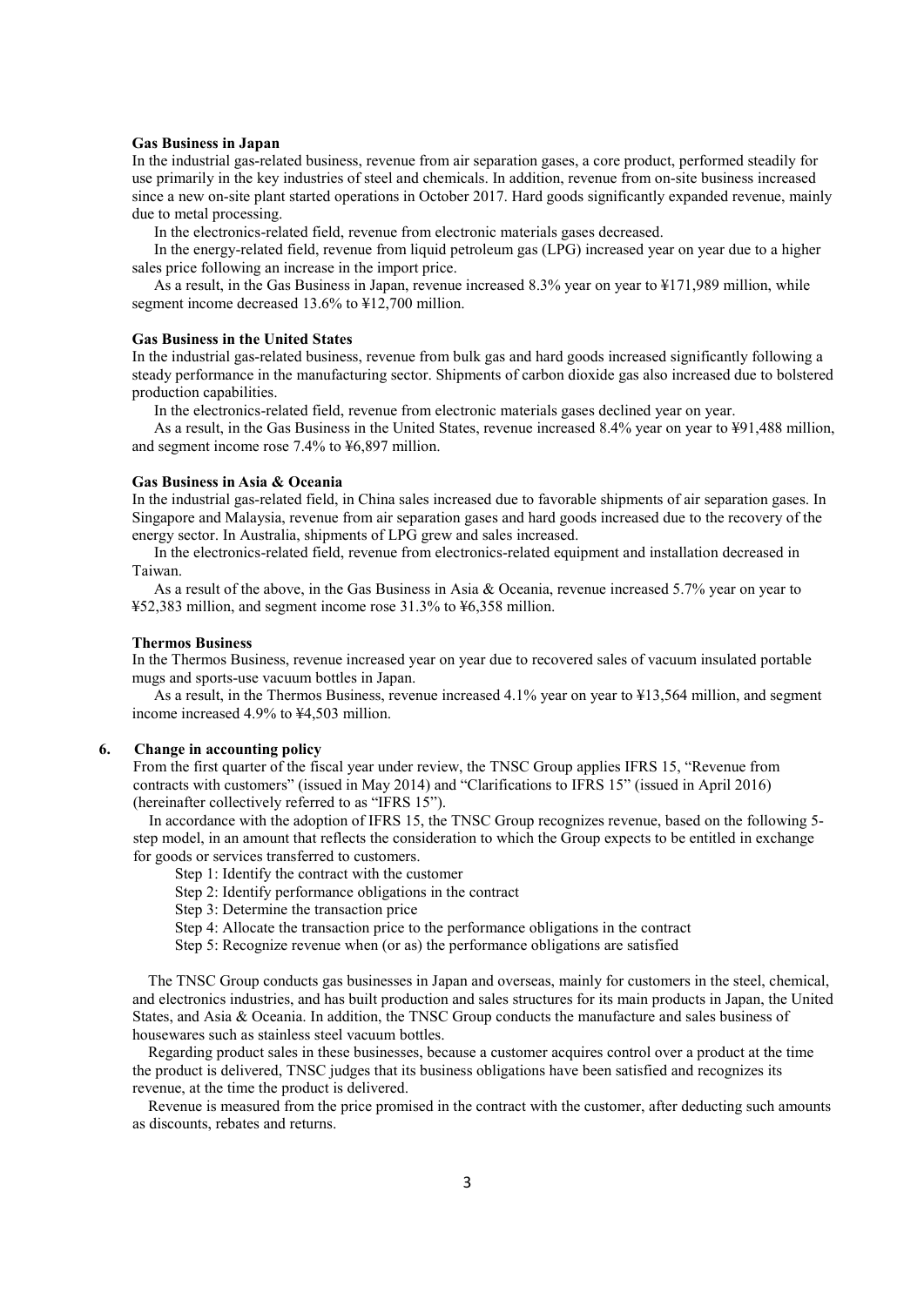**Gas Business in Japan**

In the industrial gas-related business, revenue from air separation gases, a core product, performed steadily for use primarily in the key industries of steel and chemicals. In addition, revenue from on-site business increased since a new on-site plant started operations in October 2017. Hard goods significantly expanded revenue, mainly due to metal processing.

In the electronics-related field, revenue from electronic materials gases decreased.

In the energy-related field, revenue from liquid petroleum gas (LPG) increased year on year due to a higher sales price following an increase in the import price.

As a result, in the Gas Business in Japan, revenue increased 8.3% year on year to ¥171,989 million, while segment income decreased 13.6% to ¥12,700 million.

**Gas Business in the United States**

In the industrial gas-related business, revenue from bulk gas and hard goods increased significantly following a steady performance in the manufacturing sector. Shipments of carbon dioxide gas also increased due to bolstered production capabilities.

In the electronics-related field, revenue from electronic materials gases declined year on year.

As a result, in the Gas Business in the United States, revenue increased 8.4% year on year to ¥91,488 million, and segment income rose 7.4% to ¥6,897 million.

**Gas Business in Asia & Oceania**

In the industrial gas-related field, in China sales increased due to favorable shipments of air separation gases. In Singapore and Malaysia, revenue from air separation gases and hard goods increased due to the recovery of the energy sector. In Australia, shipments of LPG grew and sales increased.

In the electronics-related field, revenue from electronics-related equipment and installation decreased in Taiwan.

As a result of the above, in the Gas Business in Asia & Oceania, revenue increased 5.7% year on year to ¥52,383 million, and segment income rose 31.3% to ¥6,358 million.

**Thermos Business**

In the Thermos Business, revenue increased year on year due to recovered sales of vacuum insulated portable mugs and sports-use vacuum bottles in Japan.

As a result, in the Thermos Business, revenue increased 4.1% year on year to ¥13,564 million, and segment income increased 4.9% to ¥4,503 million.

**6. Change in accounting policy**

From the first quarter of the fiscal year under review, the TNSC Group applies IFRS 15, "Revenue from contracts with customers" (issued in May 2014) and "Clarifications to IFRS 15" (issued in April 2016) (hereinafter collectively referred to as "IFRS 15").

In accordance with the adoption of IFRS 15, the TNSC Group recognizes revenue, based on the following 5-step model, in an amount that reflects the consideration to which the Group expects to be entitled in exchange for goods or services transferred to customers.

Step 1: Identify the contract with the customer
Step 2: Identify performance obligations in the contract
Step 3: Determine the transaction price
Step 4: Allocate the transaction price to the performance obligations in the contract
Step 5: Recognize revenue when (or as) the performance obligations are satisfied

The TNSC Group conducts gas businesses in Japan and overseas, mainly for customers in the steel, chemical, and electronics industries, and has built production and sales structures for its main products in Japan, the United States, and Asia & Oceania. In addition, the TNSC Group conducts the manufacture and sales business of housewares such as stainless steel vacuum bottles.

Regarding product sales in these businesses, because a customer acquires control over a product at the time the product is delivered, TNSC judges that its business obligations have been satisfied and recognizes its revenue, at the time the product is delivered.

Revenue is measured from the price promised in the contract with the customer, after deducting such amounts as discounts, rebates and returns.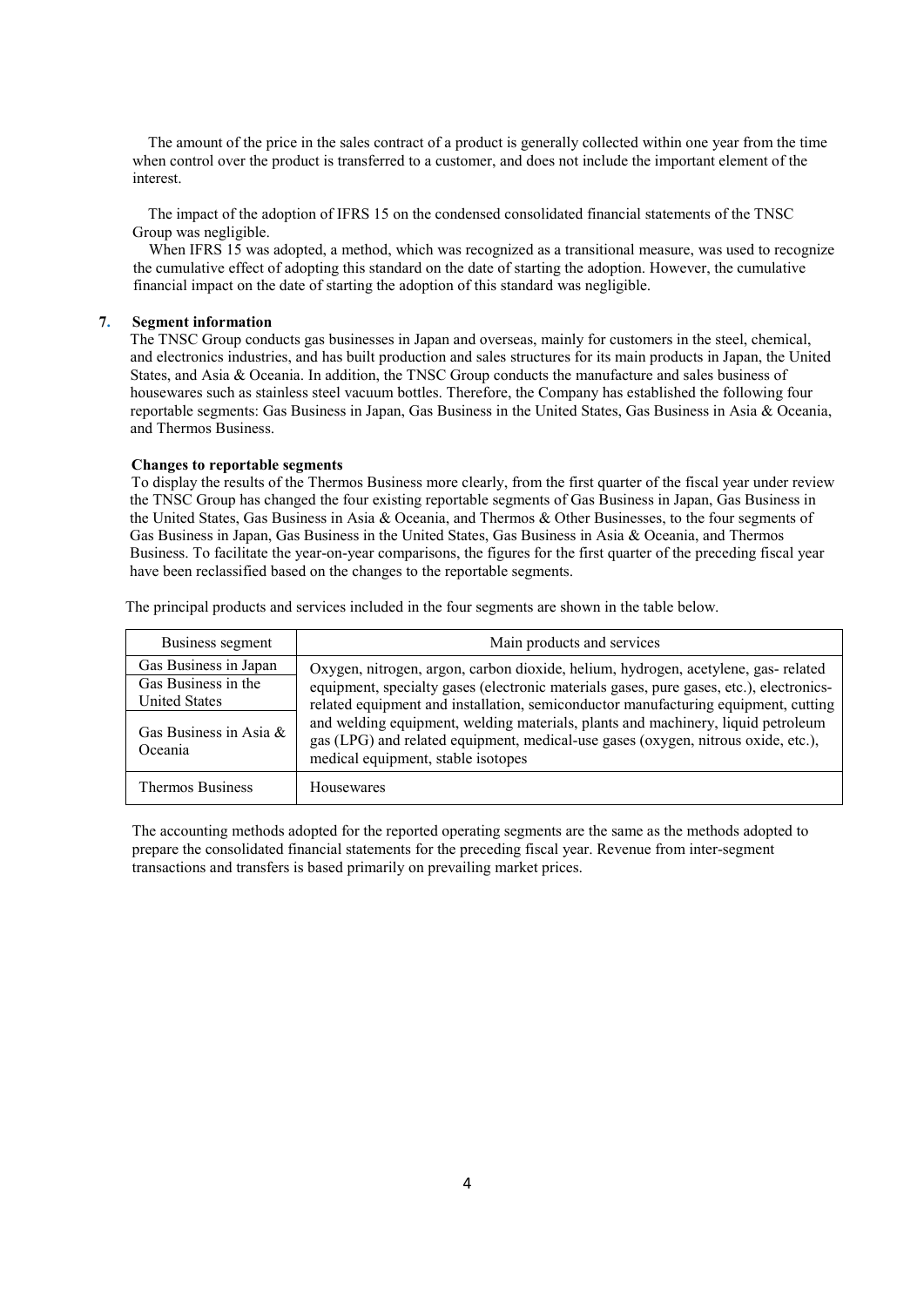The amount of the price in the sales contract of a product is generally collected within one year from the time when control over the product is transferred to a customer, and does not include the important element of the interest.

The impact of the adoption of IFRS 15 on the condensed consolidated financial statements of the TNSC Group was negligible.

When IFRS 15 was adopted, a method, which was recognized as a transitional measure, was used to recognize the cumulative effect of adopting this standard on the date of starting the adoption. However, the cumulative financial impact on the date of starting the adoption of this standard was negligible.

## 7. Segment information

The TNSC Group conducts gas businesses in Japan and overseas, mainly for customers in the steel, chemical, and electronics industries, and has built production and sales structures for its main products in Japan, the United States, and Asia & Oceania. In addition, the TNSC Group conducts the manufacture and sales business of housewares such as stainless steel vacuum bottles. Therefore, the Company has established the following four reportable segments: Gas Business in Japan, Gas Business in the United States, Gas Business in Asia & Oceania, and Thermos Business.

**Changes to reportable segments**

To display the results of the Thermos Business more clearly, from the first quarter of the fiscal year under review the TNSC Group has changed the four existing reportable segments of Gas Business in Japan, Gas Business in the United States, Gas Business in Asia & Oceania, and Thermos & Other Businesses, to the four segments of Gas Business in Japan, Gas Business in the United States, Gas Business in Asia & Oceania, and Thermos Business. To facilitate the year-on-year comparisons, the figures for the first quarter of the preceding fiscal year have been reclassified based on the changes to the reportable segments.

The principal products and services included in the four segments are shown in the table below.

| Business segment | Main products and services |
|---|---|
| Gas Business in Japan | Oxygen, nitrogen, argon, carbon dioxide, helium, hydrogen, acetylene, gas- related equipment, specialty gases (electronic materials gases, pure gases, etc.), electronics-related equipment and installation, semiconductor manufacturing equipment, cutting and welding equipment, welding materials, plants and machinery, liquid petroleum gas (LPG) and related equipment, medical-use gases (oxygen, nitrous oxide, etc.), medical equipment, stable isotopes |
| Gas Business in the United States | |
| Gas Business in Asia & Oceania | |
| Thermos Business | Housewares |

The accounting methods adopted for the reported operating segments are the same as the methods adopted to prepare the consolidated financial statements for the preceding fiscal year. Revenue from inter-segment transactions and transfers is based primarily on prevailing market prices.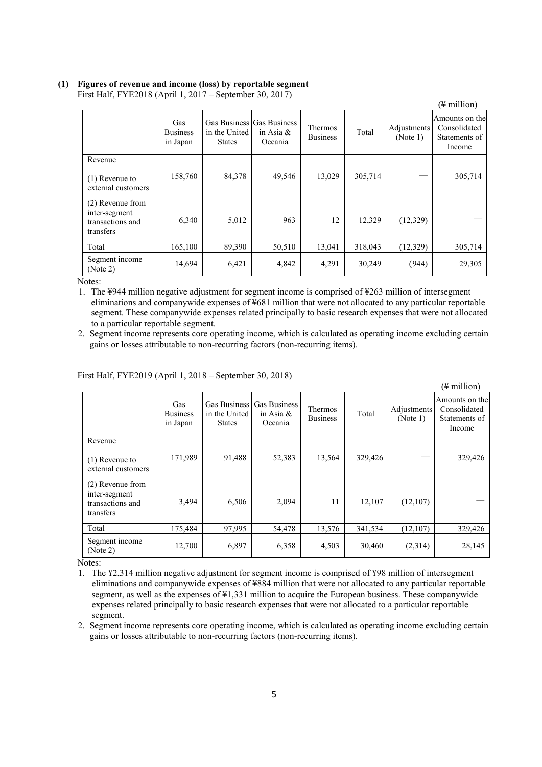### (1) Figures of revenue and income (loss) by reportable segment

First Half, FYE2018 (April 1, 2017 – September 30, 2017)

(¥ million)

| | Gas Business in Japan | Gas Business in the United States | Gas Business in Asia & Oceania | Thermos Business | Total | Adjustments (Note 1) | Amounts on the Consolidated Statements of Income |
|---|---|---|---|---|---|---|---|
| Revenue | | | | | | | |
| (1) Revenue to external customers | 158,760 | 84,378 | 49,546 | 13,029 | 305,714 | — | 305,714 |
| (2) Revenue from inter-segment transactions and transfers | 6,340 | 5,012 | 963 | 12 | 12,329 | (12,329) | — |
| Total | 165,100 | 89,390 | 50,510 | 13,041 | 318,043 | (12,329) | 305,714 |
| Segment income (Note 2) | 14,694 | 6,421 | 4,842 | 4,291 | 30,249 | (944) | 29,305 |

Notes:

1. The ¥944 million negative adjustment for segment income is comprised of ¥263 million of intersegment eliminations and companywide expenses of ¥681 million that were not allocated to any particular reportable segment. These companywide expenses related principally to basic research expenses that were not allocated to a particular reportable segment.
2. Segment income represents core operating income, which is calculated as operating income excluding certain gains or losses attributable to non-recurring factors (non-recurring items).

First Half, FYE2019 (April 1, 2018 – September 30, 2018)

(¥ million)

| | Gas Business in Japan | Gas Business in the United States | Gas Business in Asia & Oceania | Thermos Business | Total | Adjustments (Note 1) | Amounts on the Consolidated Statements of Income |
|---|---|---|---|---|---|---|---|
| Revenue | | | | | | | |
| (1) Revenue to external customers | 171,989 | 91,488 | 52,383 | 13,564 | 329,426 | — | 329,426 |
| (2) Revenue from inter-segment transactions and transfers | 3,494 | 6,506 | 2,094 | 11 | 12,107 | (12,107) | — |
| Total | 175,484 | 97,995 | 54,478 | 13,576 | 341,534 | (12,107) | 329,426 |
| Segment income (Note 2) | 12,700 | 6,897 | 6,358 | 4,503 | 30,460 | (2,314) | 28,145 |

Notes:

1. The ¥2,314 million negative adjustment for segment income is comprised of ¥98 million of intersegment eliminations and companywide expenses of ¥884 million that were not allocated to any particular reportable segment, as well as the expenses of ¥1,331 million to acquire the European business. These companywide expenses related principally to basic research expenses that were not allocated to a particular reportable segment.
2. Segment income represents core operating income, which is calculated as operating income excluding certain gains or losses attributable to non-recurring factors (non-recurring items).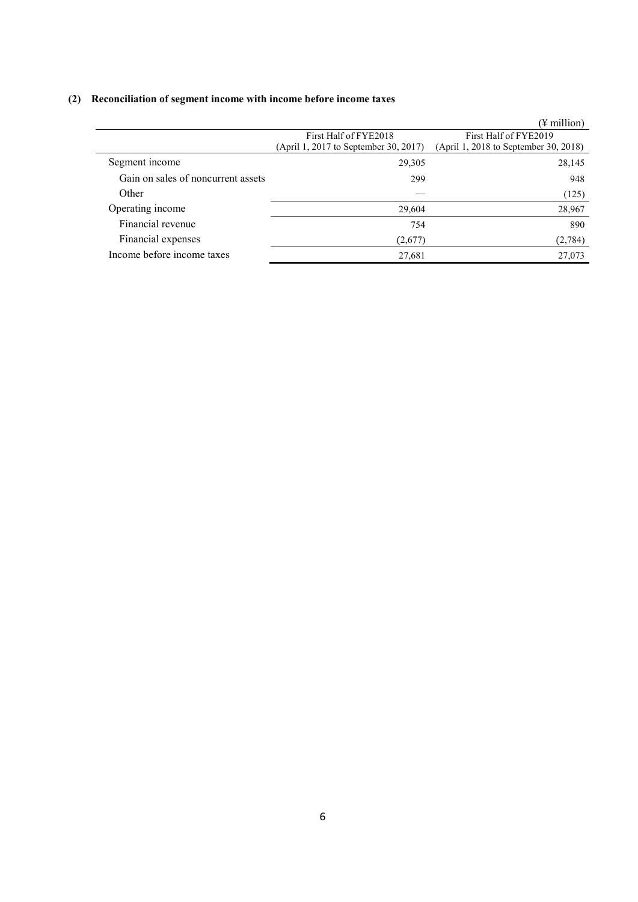### (2) Reconciliation of segment income with income before income taxes

(¥ million)

| | First Half of FYE2018 (April 1, 2017 to September 30, 2017) | First Half of FYE2019 (April 1, 2018 to September 30, 2018) |
|---|---|---|
| Segment income | 29,305 | 28,145 |
| Gain on sales of noncurrent assets | 299 | 948 |
| Other | — | (125) |
| Operating income | 29,604 | 28,967 |
| Financial revenue | 754 | 890 |
| Financial expenses | (2,677) | (2,784) |
| Income before income taxes | 27,681 | 27,073 |